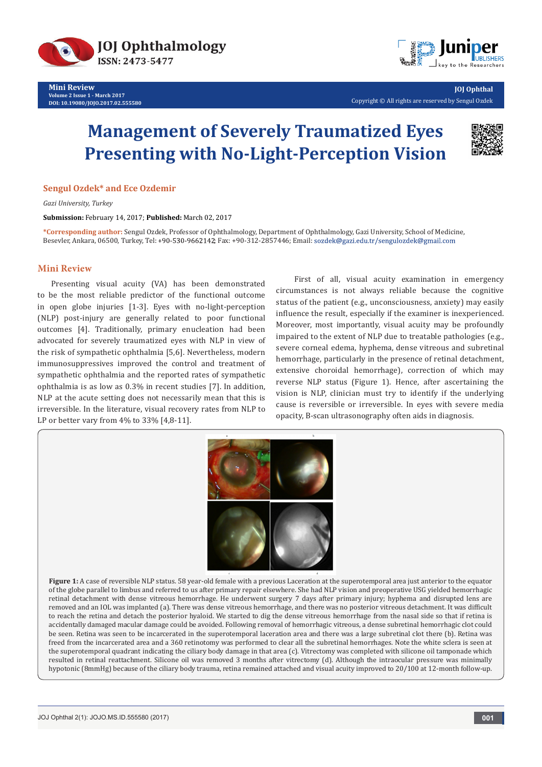# Management of Severely Traumatized Eyes Presenting with No-Light-Perception Vision

**Sengul Ozdek* and Ece Ozdemir**

*Gazi University, Turkey*

**Submission:** February 14, 2017; **Published:** March 02, 2017

***Corresponding author:** Sengul Ozdek, Professor of Ophthalmology, Department of Ophthalmology, Gazi University, School of Medicine, Besevler, Ankara, 06500, Turkey, Tel: +90-530-9662142; Fax: +90-312-2857446; Email: sozdek@gazi.edu.tr/sengulozdek@gmail.com

## Mini Review

Presenting visual acuity (VA) has been demonstrated to be the most reliable predictor of the functional outcome in open globe injuries [1-3]. Eyes with no-light-perception (NLP) post-injury are generally related to poor functional outcomes [4]. Traditionally, primary enucleation had been advocated for severely traumatized eyes with NLP in view of the risk of sympathetic ophthalmia [5,6]. Nevertheless, modern immunosuppressives improved the control and treatment of sympathetic ophthalmia and the reported rates of sympathetic ophthalmia is as low as 0.3% in recent studies [7]. In addition, NLP at the acute setting does not necessarily mean that this is irreversible. In the literature, visual recovery rates from NLP to LP or better vary from 4% to 33% [4,8-11].

First of all, visual acuity examination in emergency circumstances is not always reliable because the cognitive status of the patient (e.g., unconsciousness, anxiety) may easily influence the result, especially if the examiner is inexperienced. Moreover, most importantly, visual acuity may be profoundly impaired to the extent of NLP due to treatable pathologies (e.g., severe corneal edema, hyphema, dense vitreous and subretinal hemorrhage, particularly in the presence of retinal detachment, extensive choroidal hemorrhage), correction of which may reverse NLP status (Figure 1). Hence, after ascertaining the vision is NLP, clinician must try to identify if the underlying cause is reversible or irreversible. In eyes with severe media opacity, B-scan ultrasonography often aids in diagnosis.

**Figure 1:** A case of reversible NLP status. 58 year-old female with a previous Laceration at the superotemporal area just anterior to the equator of the globe parallel to limbus and referred to us after primary repair elsewhere. She had NLP vision and preoperative USG yielded hemorrhagic retinal detachment with dense vitreous hemorrhage. He underwent surgery 7 days after primary injury; hyphema and disrupted lens are removed and an IOL was implanted (a). There was dense vitreous hemorrhage, and there was no posterior vitreous detachment. It was difficult to reach the retina and detach the posterior hyaloid. We started to dig the dense vitreous hemorrhage from the nasal side so that if retina is accidentally damaged macular damage could be avoided. Following removal of hemorrhagic vitreous, a dense subretinal hemorrhagic clot could be seen. Retina was seen to be incarcerated in the superotemporal laceration area and there was a large subretinal clot there (b). Retina was freed from the incarcerated area and a 360 retinotomy was performed to clear all the subretinal hemorrhages. Note the white sclera is seen at the superotemporal quadrant indicating the ciliary body damage in that area (c). Vitrectomy was completed with silicone oil tamponade which resulted in retinal reattachment. Silicone oil was removed 3 months after vitrectomy (d). Although the intraocular pressure was minimally hypotonic (8mmHg) because of the ciliary body trauma, retina remained attached and visual acuity improved to 20/100 at 12-month follow-up.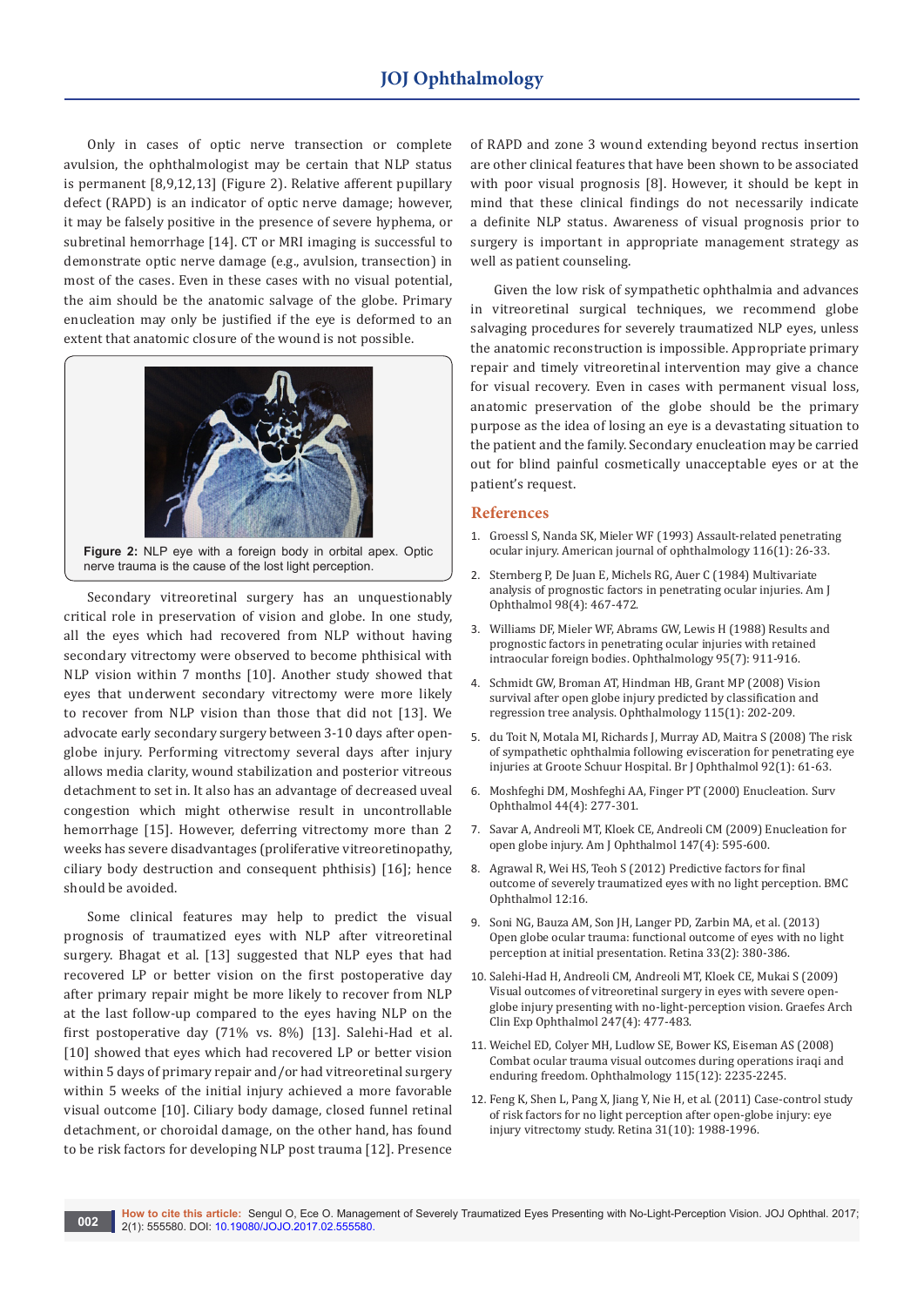Only in cases of optic nerve transection or complete avulsion, the ophthalmologist may be certain that NLP status is permanent [8,9,12,13] (Figure 2). Relative afferent pupillary defect (RAPD) is an indicator of optic nerve damage; however, it may be falsely positive in the presence of severe hyphema, or subretinal hemorrhage [14]. CT or MRI imaging is successful to demonstrate optic nerve damage (e.g., avulsion, transection) in most of the cases. Even in these cases with no visual potential, the aim should be the anatomic salvage of the globe. Primary enucleation may only be justified if the eye is deformed to an extent that anatomic closure of the wound is not possible.

**Figure 2:** NLP eye with a foreign body in orbital apex. Optic nerve trauma is the cause of the lost light perception.

Secondary vitreoretinal surgery has an unquestionably critical role in preservation of vision and globe. In one study, all the eyes which had recovered from NLP without having secondary vitrectomy were observed to become phthisical with NLP vision within 7 months [10]. Another study showed that eyes that underwent secondary vitrectomy were more likely to recover from NLP vision than those that did not [13]. We advocate early secondary surgery between 3-10 days after open-globe injury. Performing vitrectomy several days after injury allows media clarity, wound stabilization and posterior vitreous detachment to set in. It also has an advantage of decreased uveal congestion which might otherwise result in uncontrollable hemorrhage [15]. However, deferring vitrectomy more than 2 weeks has severe disadvantages (proliferative vitreoretinopathy, ciliary body destruction and consequent phthisis) [16]; hence should be avoided.

Some clinical features may help to predict the visual prognosis of traumatized eyes with NLP after vitreoretinal surgery. Bhagat et al. [13] suggested that NLP eyes that had recovered LP or better vision on the first postoperative day after primary repair might be more likely to recover from NLP at the last follow-up compared to the eyes having NLP on the first postoperative day (71% vs. 8%) [13]. Salehi-Had et al. [10] showed that eyes which had recovered LP or better vision within 5 days of primary repair and/or had vitreoretinal surgery within 5 weeks of the initial injury achieved a more favorable visual outcome [10]. Ciliary body damage, closed funnel retinal detachment, or choroidal damage, on the other hand, has found to be risk factors for developing NLP post trauma [12]. Presence of RAPD and zone 3 wound extending beyond rectus insertion are other clinical features that have been shown to be associated with poor visual prognosis [8]. However, it should be kept in mind that these clinical findings do not necessarily indicate a definite NLP status. Awareness of visual prognosis prior to surgery is important in appropriate management strategy as well as patient counseling.

Given the low risk of sympathetic ophthalmia and advances in vitreoretinal surgical techniques, we recommend globe salvaging procedures for severely traumatized NLP eyes, unless the anatomic reconstruction is impossible. Appropriate primary repair and timely vitreoretinal intervention may give a chance for visual recovery. Even in cases with permanent visual loss, anatomic preservation of the globe should be the primary purpose as the idea of losing an eye is a devastating situation to the patient and the family. Secondary enucleation may be carried out for blind painful cosmetically unacceptable eyes or at the patient's request.

## References

1. Groessl S, Nanda SK, Mieler WF (1993) Assault-related penetrating ocular injury. American journal of ophthalmology 116(1): 26-33.
2. Sternberg P, De Juan E, Michels RG, Auer C (1984) Multivariate analysis of prognostic factors in penetrating ocular injuries. Am J Ophthalmol 98(4): 467-472.
3. Williams DF, Mieler WF, Abrams GW, Lewis H (1988) Results and prognostic factors in penetrating ocular injuries with retained intraocular foreign bodies. Ophthalmology 95(7): 911-916.
4. Schmidt GW, Broman AT, Hindman HB, Grant MP (2008) Vision survival after open globe injury predicted by classification and regression tree analysis. Ophthalmology 115(1): 202-209.
5. du Toit N, Motala MI, Richards J, Murray AD, Maitra S (2008) The risk of sympathetic ophthalmia following evisceration for penetrating eye injuries at Groote Schuur Hospital. Br J Ophthalmol 92(1): 61-63.
6. Moshfeghi DM, Moshfeghi AA, Finger PT (2000) Enucleation. Surv Ophthalmol 44(4): 277-301.
7. Savar A, Andreoli MT, Kloek CE, Andreoli CM (2009) Enucleation for open globe injury. Am J Ophthalmol 147(4): 595-600.
8. Agrawal R, Wei HS, Teoh S (2012) Predictive factors for final outcome of severely traumatized eyes with no light perception. BMC Ophthalmol 12:16.
9. Soni NG, Bauza AM, Son JH, Langer PD, Zarbin MA, et al. (2013) Open globe ocular trauma: functional outcome of eyes with no light perception at initial presentation. Retina 33(2): 380-386.
10. Salehi-Had H, Andreoli CM, Andreoli MT, Kloek CE, Mukai S (2009) Visual outcomes of vitreoretinal surgery in eyes with severe open-globe injury presenting with no-light-perception vision. Graefes Arch Clin Exp Ophthalmol 247(4): 477-483.
11. Weichel ED, Colyer MH, Ludlow SE, Bower KS, Eiseman AS (2008) Combat ocular trauma visual outcomes during operations iraqi and enduring freedom. Ophthalmology 115(12): 2235-2245.
12. Feng K, Shen L, Pang X, Jiang Y, Nie H, et al. (2011) Case-control study of risk factors for no light perception after open-globe injury: eye injury vitrectomy study. Retina 31(10): 1988-1996.

**How to cite this article:** Sengul O, Ece O. Management of Severely Traumatized Eyes Presenting with No-Light-Perception Vision. JOJ Ophthal. 2017; 2(1): 555580. DOI: 10.19080/JOJO.2017.02.555580.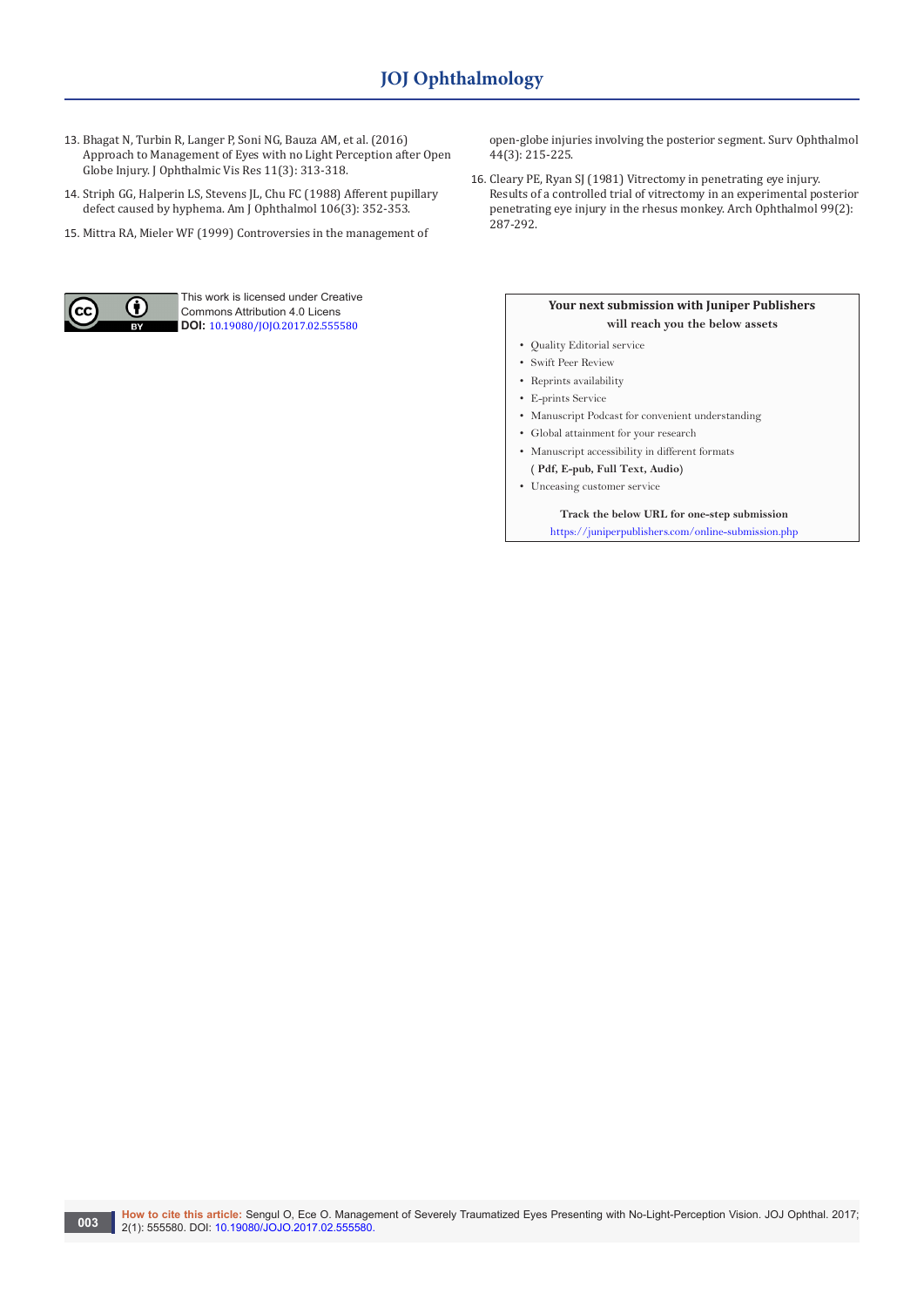13. Bhagat N, Turbin R, Langer P, Soni NG, Bauza AM, et al. (2016) Approach to Management of Eyes with no Light Perception after Open Globe Injury. J Ophthalmic Vis Res 11(3): 313-318.
14. Striph GG, Halperin LS, Stevens JL, Chu FC (1988) Afferent pupillary defect caused by hyphema. Am J Ophthalmol 106(3): 352-353.
15. Mittra RA, Mieler WF (1999) Controversies in the management of open-globe injuries involving the posterior segment. Surv Ophthalmol 44(3): 215-225.
16. Cleary PE, Ryan SJ (1981) Vitrectomy in penetrating eye injury. Results of a controlled trial of vitrectomy in an experimental posterior penetrating eye injury in the rhesus monkey. Arch Ophthalmol 99(2): 287-292.

This work is licensed under Creative Commons Attribution 4.0 Licens
**DOI:** 10.19080/JOJO.2017.02.555580

**Your next submission with Juniper Publishers will reach you the below assets**

- Quality Editorial service
- Swift Peer Review
- Reprints availability
- E-prints Service
- Manuscript Podcast for convenient understanding
- Global attainment for your research
- Manuscript accessibility in different formats
  **( Pdf, E-pub, Full Text, Audio)**
- Unceasing customer service

**Track the below URL for one-step submission**
https://juniperpublishers.com/online-submission.php

**How to cite this article:** Sengul O, Ece O. Management of Severely Traumatized Eyes Presenting with No-Light-Perception Vision. JOJ Ophthal. 2017; 2(1): 555580. DOI: 10.19080/JOJO.2017.02.555580.